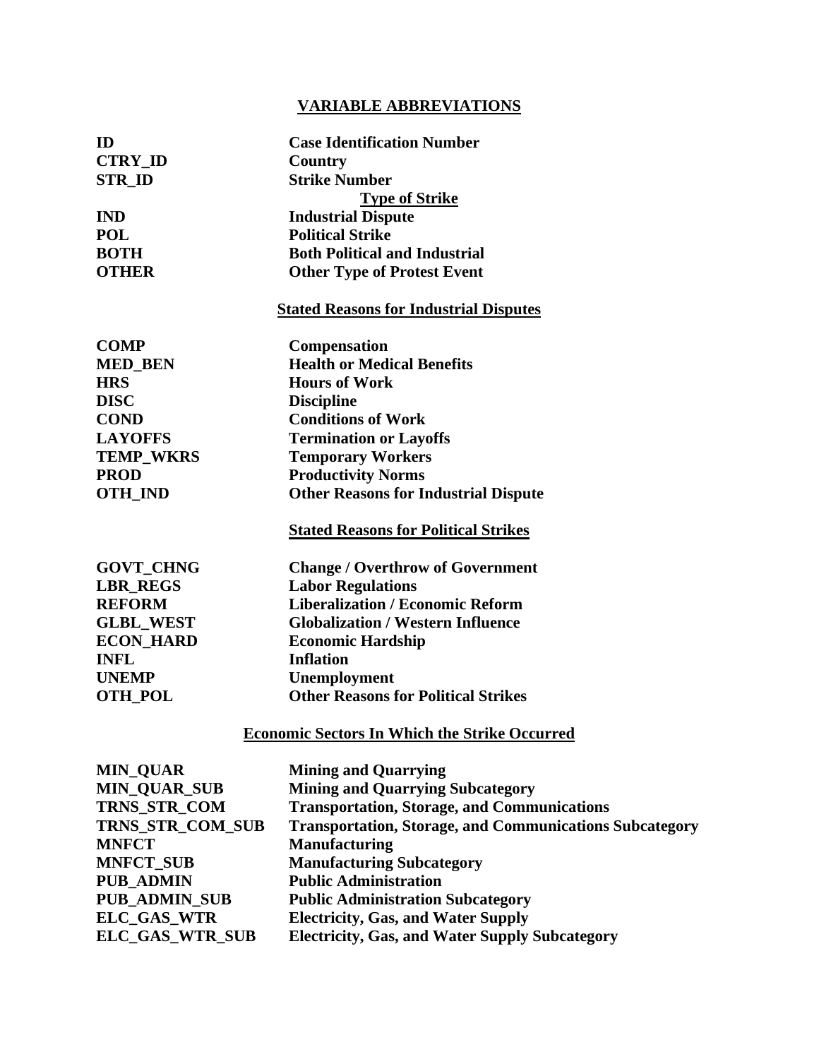## VARIABLE ABBREVIATIONS

| | |
|---|---|
| **ID** | **Case Identification Number** |
| **CTRY_ID** | **Country** |
| **STR_ID** | **Strike Number** |

### Type of Strike

| | |
|---|---|
| **IND** | **Industrial Dispute** |
| **POL** | **Political Strike** |
| **BOTH** | **Both Political and Industrial** |
| **OTHER** | **Other Type of Protest Event** |

### Stated Reasons for Industrial Disputes

| | |
|---|---|
| **COMP** | **Compensation** |
| **MED_BEN** | **Health or Medical Benefits** |
| **HRS** | **Hours of Work** |
| **DISC** | **Discipline** |
| **COND** | **Conditions of Work** |
| **LAYOFFS** | **Termination or Layoffs** |
| **TEMP_WKRS** | **Temporary Workers** |
| **PROD** | **Productivity Norms** |
| **OTH_IND** | **Other Reasons for Industrial Dispute** |

### Stated Reasons for Political Strikes

| | |
|---|---|
| **GOVT_CHNG** | **Change / Overthrow of Government** |
| **LBR_REGS** | **Labor Regulations** |
| **REFORM** | **Liberalization / Economic Reform** |
| **GLBL_WEST** | **Globalization / Western Influence** |
| **ECON_HARD** | **Economic Hardship** |
| **INFL** | **Inflation** |
| **UNEMP** | **Unemployment** |
| **OTH_POL** | **Other Reasons for Political Strikes** |

### Economic Sectors In Which the Strike Occurred

| | |
|---|---|
| **MIN_QUAR** | **Mining and Quarrying** |
| **MIN_QUAR_SUB** | **Mining and Quarrying Subcategory** |
| **TRNS_STR_COM** | **Transportation, Storage, and Communications** |
| **TRNS_STR_COM_SUB** | **Transportation, Storage, and Communications Subcategory** |
| **MNFCT** | **Manufacturing** |
| **MNFCT_SUB** | **Manufacturing Subcategory** |
| **PUB_ADMIN** | **Public Administration** |
| **PUB_ADMIN_SUB** | **Public Administration Subcategory** |
| **ELC_GAS_WTR** | **Electricity, Gas, and Water Supply** |
| **ELC_GAS_WTR_SUB** | **Electricity, Gas, and Water Supply Subcategory** |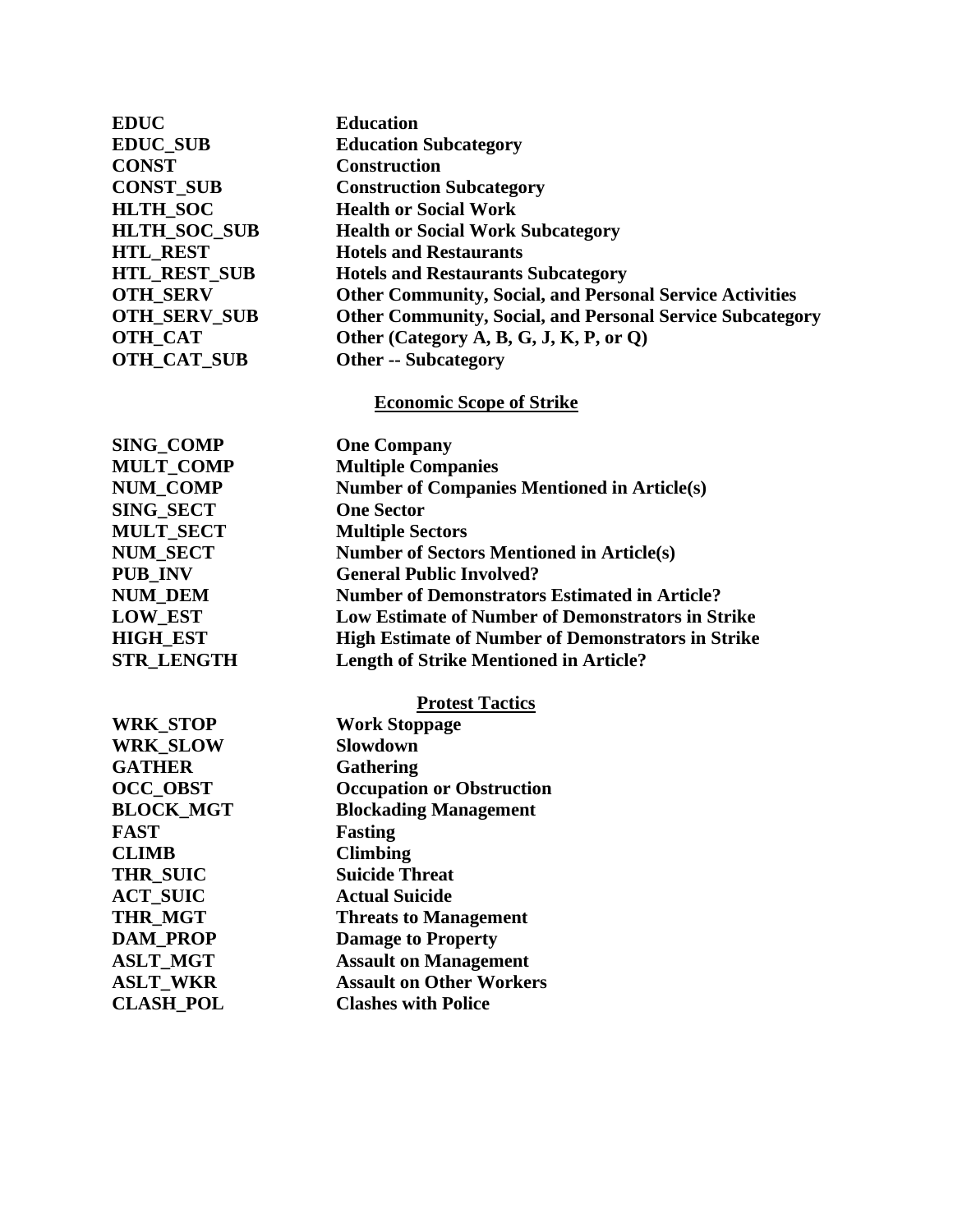| | |
|---|---|
| **EDUC** | **Education** |
| **EDUC_SUB** | **Education Subcategory** |
| **CONST** | **Construction** |
| **CONST_SUB** | **Construction Subcategory** |
| **HLTH_SOC** | **Health or Social Work** |
| **HLTH_SOC_SUB** | **Health or Social Work Subcategory** |
| **HTL_REST** | **Hotels and Restaurants** |
| **HTL_REST_SUB** | **Hotels and Restaurants Subcategory** |
| **OTH_SERV** | **Other Community, Social, and Personal Service Activities** |
| **OTH_SERV_SUB** | **Other Community, Social, and Personal Service Subcategory** |
| **OTH_CAT** | **Other (Category A, B, G, J, K, P, or Q)** |
| **OTH_CAT_SUB** | **Other -- Subcategory** |

## Economic Scope of Strike

| | |
|---|---|
| **SING_COMP** | **One Company** |
| **MULT_COMP** | **Multiple Companies** |
| **NUM_COMP** | **Number of Companies Mentioned in Article(s)** |
| **SING_SECT** | **One Sector** |
| **MULT_SECT** | **Multiple Sectors** |
| **NUM_SECT** | **Number of Sectors Mentioned in Article(s)** |
| **PUB_INV** | **General Public Involved?** |
| **NUM_DEM** | **Number of Demonstrators Estimated in Article?** |
| **LOW_EST** | **Low Estimate of Number of Demonstrators in Strike** |
| **HIGH_EST** | **High Estimate of Number of Demonstrators in Strike** |
| **STR_LENGTH** | **Length of Strike Mentioned in Article?** |

## Protest Tactics

| | |
|---|---|
| **WRK_STOP** | **Work Stoppage** |
| **WRK_SLOW** | **Slowdown** |
| **GATHER** | **Gathering** |
| **OCC_OBST** | **Occupation or Obstruction** |
| **BLOCK_MGT** | **Blockading Management** |
| **FAST** | **Fasting** |
| **CLIMB** | **Climbing** |
| **THR_SUIC** | **Suicide Threat** |
| **ACT_SUIC** | **Actual Suicide** |
| **THR_MGT** | **Threats to Management** |
| **DAM_PROP** | **Damage to Property** |
| **ASLT_MGT** | **Assault on Management** |
| **ASLT_WKR** | **Assault on Other Workers** |
| **CLASH_POL** | **Clashes with Police** |